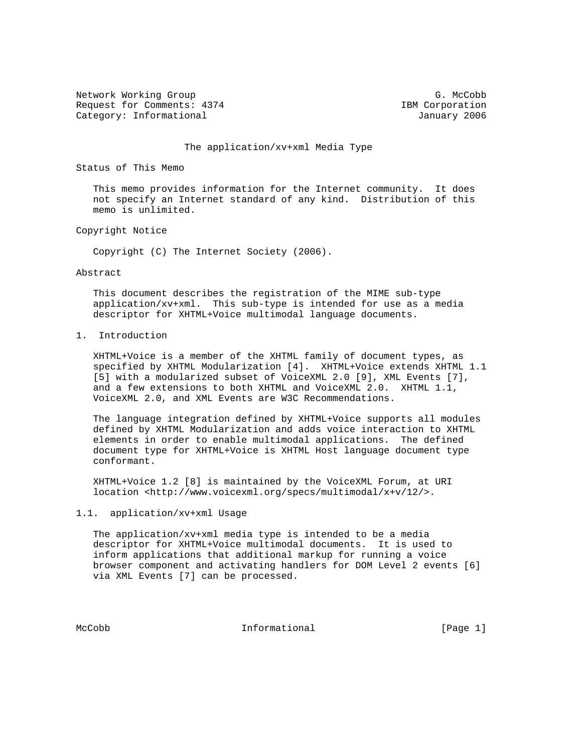Network Working Group G. McCobb
Request for Comments: 4374 IBM Corporation
Category: Informational January 2006

# The application/xv+xml Media Type

## Status of This Memo

This memo provides information for the Internet community. It does not specify an Internet standard of any kind. Distribution of this memo is unlimited.

## Copyright Notice

Copyright (C) The Internet Society (2006).

## Abstract

This document describes the registration of the MIME sub-type application/xv+xml. This sub-type is intended for use as a media descriptor for XHTML+Voice multimodal language documents.

## 1. Introduction

XHTML+Voice is a member of the XHTML family of document types, as specified by XHTML Modularization [4]. XHTML+Voice extends XHTML 1.1 [5] with a modularized subset of VoiceXML 2.0 [9], XML Events [7], and a few extensions to both XHTML and VoiceXML 2.0. XHTML 1.1, VoiceXML 2.0, and XML Events are W3C Recommendations.

The language integration defined by XHTML+Voice supports all modules defined by XHTML Modularization and adds voice interaction to XHTML elements in order to enable multimodal applications. The defined document type for XHTML+Voice is XHTML Host language document type conformant.

XHTML+Voice 1.2 [8] is maintained by the VoiceXML Forum, at URI location <http://www.voicexml.org/specs/multimodal/x+v/12/>.

### 1.1. application/xv+xml Usage

The application/xv+xml media type is intended to be a media descriptor for XHTML+Voice multimodal documents. It is used to inform applications that additional markup for running a voice browser component and activating handlers for DOM Level 2 events [6] via XML Events [7] can be processed.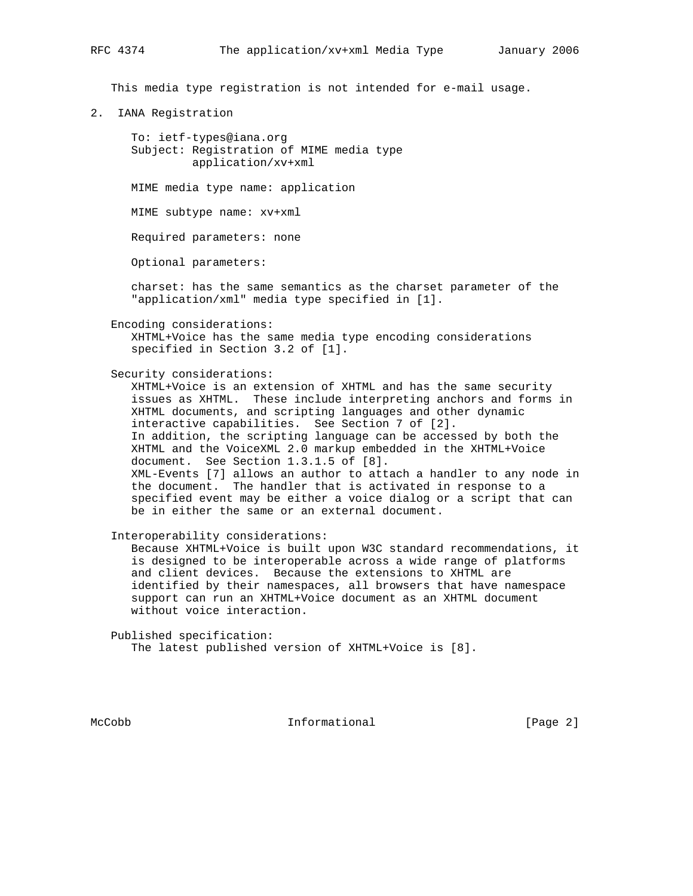This media type registration is not intended for e-mail usage.

## 2. IANA Registration

To: ietf-types@iana.org
Subject: Registration of MIME media type application/xv+xml

MIME media type name: application

MIME subtype name: xv+xml

Required parameters: none

Optional parameters:

charset: has the same semantics as the charset parameter of the "application/xml" media type specified in [1].

Encoding considerations:
XHTML+Voice has the same media type encoding considerations specified in Section 3.2 of [1].

Security considerations:
XHTML+Voice is an extension of XHTML and has the same security issues as XHTML. These include interpreting anchors and forms in XHTML documents, and scripting languages and other dynamic interactive capabilities. See Section 7 of [2].
In addition, the scripting language can be accessed by both the XHTML and the VoiceXML 2.0 markup embedded in the XHTML+Voice document. See Section 1.3.1.5 of [8].
XML-Events [7] allows an author to attach a handler to any node in the document. The handler that is activated in response to a specified event may be either a voice dialog or a script that can be in either the same or an external document.

Interoperability considerations:
Because XHTML+Voice is built upon W3C standard recommendations, it is designed to be interoperable across a wide range of platforms and client devices. Because the extensions to XHTML are identified by their namespaces, all browsers that have namespace support can run an XHTML+Voice document as an XHTML document without voice interaction.

Published specification:
The latest published version of XHTML+Voice is [8].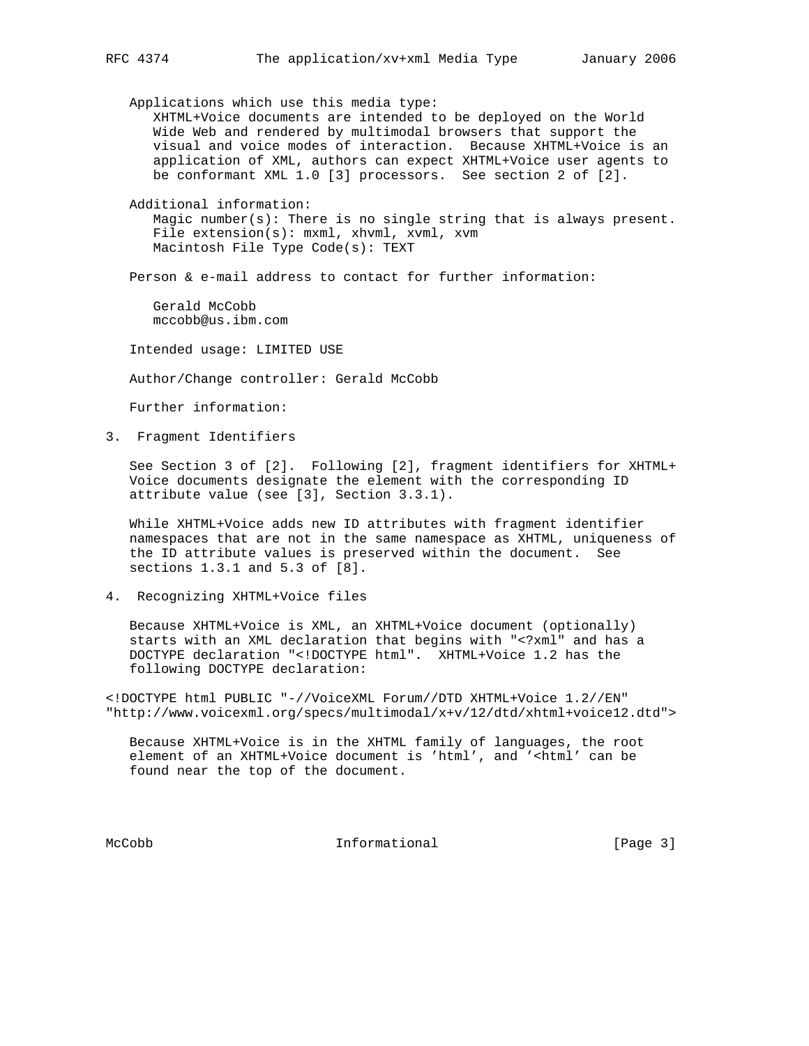Applications which use this media type:
XHTML+Voice documents are intended to be deployed on the World Wide Web and rendered by multimodal browsers that support the visual and voice modes of interaction. Because XHTML+Voice is an application of XML, authors can expect XHTML+Voice user agents to be conformant XML 1.0 [3] processors. See section 2 of [2].

Additional information:
Magic number(s): There is no single string that is always present.
File extension(s): mxml, xhvml, xvml, xvm
Macintosh File Type Code(s): TEXT

Person & e-mail address to contact for further information:

Gerald McCobb
mccobb@us.ibm.com

Intended usage: LIMITED USE

Author/Change controller: Gerald McCobb

Further information:

## 3. Fragment Identifiers

See Section 3 of [2]. Following [2], fragment identifiers for XHTML+Voice documents designate the element with the corresponding ID attribute value (see [3], Section 3.3.1).

While XHTML+Voice adds new ID attributes with fragment identifier namespaces that are not in the same namespace as XHTML, uniqueness of the ID attribute values is preserved within the document. See sections 1.3.1 and 5.3 of [8].

## 4. Recognizing XHTML+Voice files

Because XHTML+Voice is XML, an XHTML+Voice document (optionally) starts with an XML declaration that begins with "<?xml" and has a DOCTYPE declaration "<!DOCTYPE html". XHTML+Voice 1.2 has the following DOCTYPE declaration:

```
<!DOCTYPE html PUBLIC "-//VoiceXML Forum//DTD XHTML+Voice 1.2//EN"
"http://www.voicexml.org/specs/multimodal/x+v/12/dtd/xhtml+voice12.dtd">
```

Because XHTML+Voice is in the XHTML family of languages, the root element of an XHTML+Voice document is 'html', and '<html' can be found near the top of the document.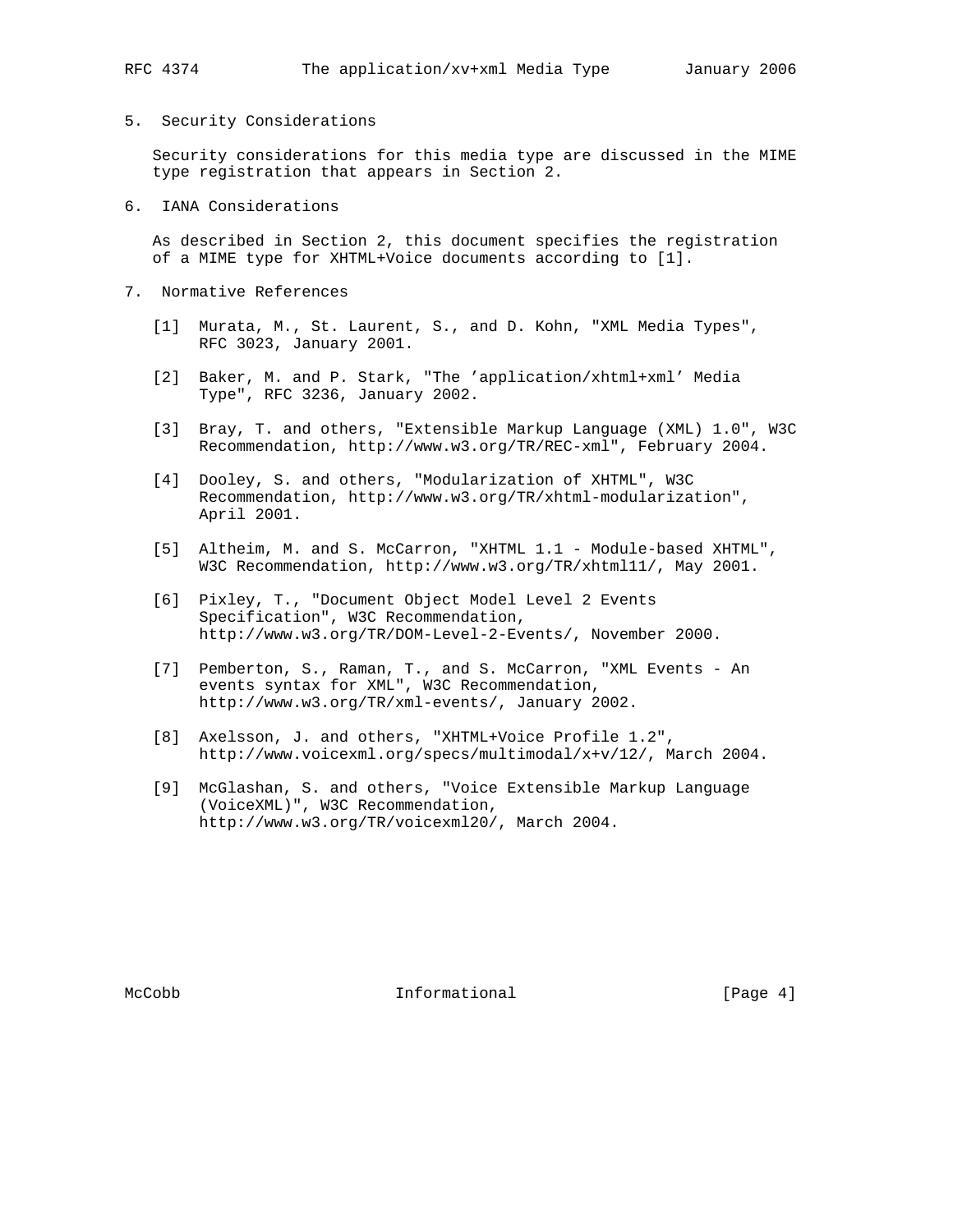## 5. Security Considerations

Security considerations for this media type are discussed in the MIME type registration that appears in Section 2.

## 6. IANA Considerations

As described in Section 2, this document specifies the registration of a MIME type for XHTML+Voice documents according to [1].

## 7. Normative References

[1] Murata, M., St. Laurent, S., and D. Kohn, "XML Media Types", RFC 3023, January 2001.

[2] Baker, M. and P. Stark, "The 'application/xhtml+xml' Media Type", RFC 3236, January 2002.

[3] Bray, T. and others, "Extensible Markup Language (XML) 1.0", W3C Recommendation, http://www.w3.org/TR/REC-xml", February 2004.

[4] Dooley, S. and others, "Modularization of XHTML", W3C Recommendation, http://www.w3.org/TR/xhtml-modularization", April 2001.

[5] Altheim, M. and S. McCarron, "XHTML 1.1 - Module-based XHTML", W3C Recommendation, http://www.w3.org/TR/xhtml11/, May 2001.

[6] Pixley, T., "Document Object Model Level 2 Events Specification", W3C Recommendation, http://www.w3.org/TR/DOM-Level-2-Events/, November 2000.

[7] Pemberton, S., Raman, T., and S. McCarron, "XML Events - An events syntax for XML", W3C Recommendation, http://www.w3.org/TR/xml-events/, January 2002.

[8] Axelsson, J. and others, "XHTML+Voice Profile 1.2", http://www.voicexml.org/specs/multimodal/x+v/12/, March 2004.

[9] McGlashan, S. and others, "Voice Extensible Markup Language (VoiceXML)", W3C Recommendation, http://www.w3.org/TR/voicexml20/, March 2004.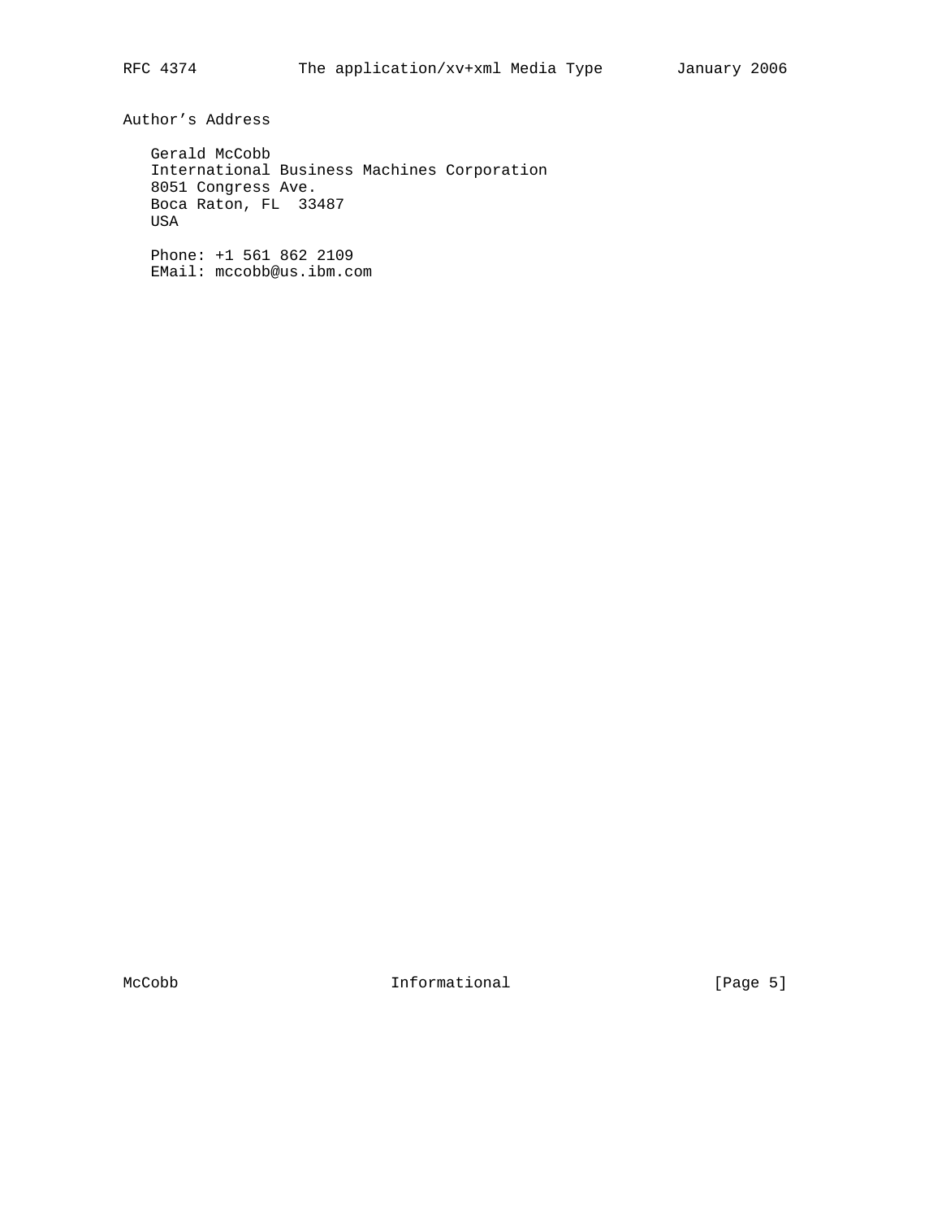# Author's Address

Gerald McCobb
International Business Machines Corporation
8051 Congress Ave.
Boca Raton, FL  33487
USA

Phone: +1 561 862 2109
EMail: mccobb@us.ibm.com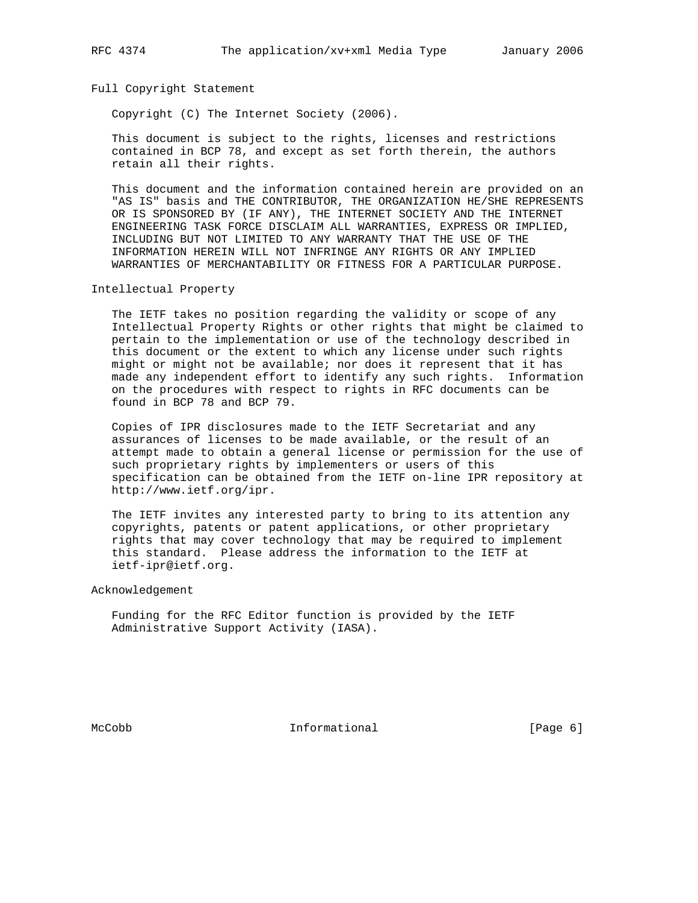## Full Copyright Statement

Copyright (C) The Internet Society (2006).

This document is subject to the rights, licenses and restrictions contained in BCP 78, and except as set forth therein, the authors retain all their rights.

This document and the information contained herein are provided on an "AS IS" basis and THE CONTRIBUTOR, THE ORGANIZATION HE/SHE REPRESENTS OR IS SPONSORED BY (IF ANY), THE INTERNET SOCIETY AND THE INTERNET ENGINEERING TASK FORCE DISCLAIM ALL WARRANTIES, EXPRESS OR IMPLIED, INCLUDING BUT NOT LIMITED TO ANY WARRANTY THAT THE USE OF THE INFORMATION HEREIN WILL NOT INFRINGE ANY RIGHTS OR ANY IMPLIED WARRANTIES OF MERCHANTABILITY OR FITNESS FOR A PARTICULAR PURPOSE.

## Intellectual Property

The IETF takes no position regarding the validity or scope of any Intellectual Property Rights or other rights that might be claimed to pertain to the implementation or use of the technology described in this document or the extent to which any license under such rights might or might not be available; nor does it represent that it has made any independent effort to identify any such rights. Information on the procedures with respect to rights in RFC documents can be found in BCP 78 and BCP 79.

Copies of IPR disclosures made to the IETF Secretariat and any assurances of licenses to be made available, or the result of an attempt made to obtain a general license or permission for the use of such proprietary rights by implementers or users of this specification can be obtained from the IETF on-line IPR repository at http://www.ietf.org/ipr.

The IETF invites any interested party to bring to its attention any copyrights, patents or patent applications, or other proprietary rights that may cover technology that may be required to implement this standard. Please address the information to the IETF at ietf-ipr@ietf.org.

## Acknowledgement

Funding for the RFC Editor function is provided by the IETF Administrative Support Activity (IASA).